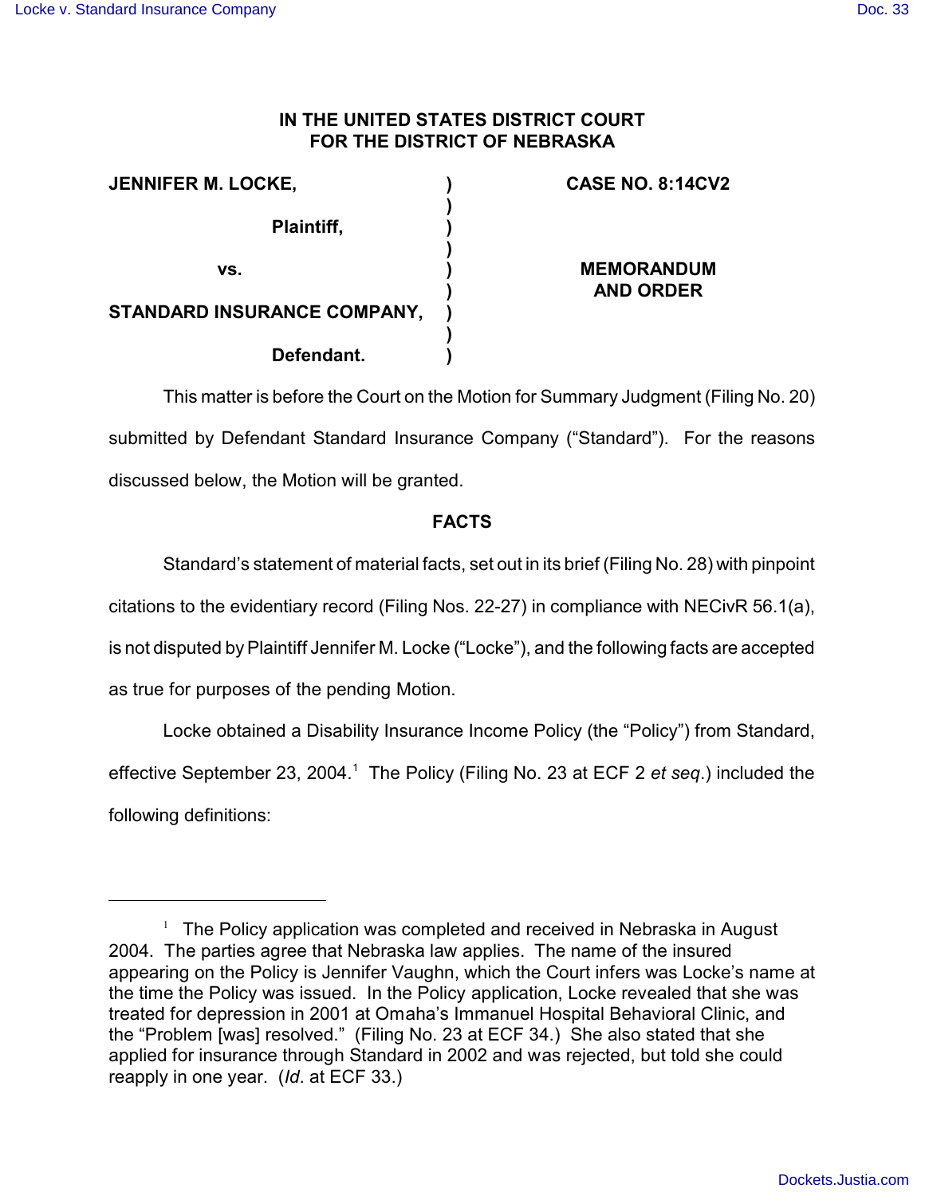# IN THE UNITED STATES DISTRICT COURT FOR THE DISTRICT OF NEBRASKA

| | | |
|---|---|---|
| **JENNIFER M. LOCKE,** | ) | **CASE NO. 8:14CV2** |
| | ) | |
| **Plaintiff,** | ) | |
| | ) | |
| **vs.** | ) | **MEMORANDUM AND ORDER** |
| | ) | |
| **STANDARD INSURANCE COMPANY,** | ) | |
| | ) | |
| **Defendant.** | ) | |

This matter is before the Court on the Motion for Summary Judgment (Filing No. 20) submitted by Defendant Standard Insurance Company ("Standard"). For the reasons discussed below, the Motion will be granted.

## FACTS

Standard's statement of material facts, set out in its brief (Filing No. 28) with pinpoint citations to the evidentiary record (Filing Nos. 22-27) in compliance with NECivR 56.1(a), is not disputed by Plaintiff Jennifer M. Locke ("Locke"), and the following facts are accepted as true for purposes of the pending Motion.

Locke obtained a Disability Insurance Income Policy (the "Policy") from Standard, effective September 23, 2004.[1] The Policy (Filing No. 23 at ECF 2 *et seq.*) included the following definitions:

---

[1] The Policy application was completed and received in Nebraska in August 2004. The parties agree that Nebraska law applies. The name of the insured appearing on the Policy is Jennifer Vaughn, which the Court infers was Locke's name at the time the Policy was issued. In the Policy application, Locke revealed that she was treated for depression in 2001 at Omaha's Immanuel Hospital Behavioral Clinic, and the "Problem [was] resolved." (Filing No. 23 at ECF 34.) She also stated that she applied for insurance through Standard in 2002 and was rejected, but told she could reapply in one year. (*Id*. at ECF 33.)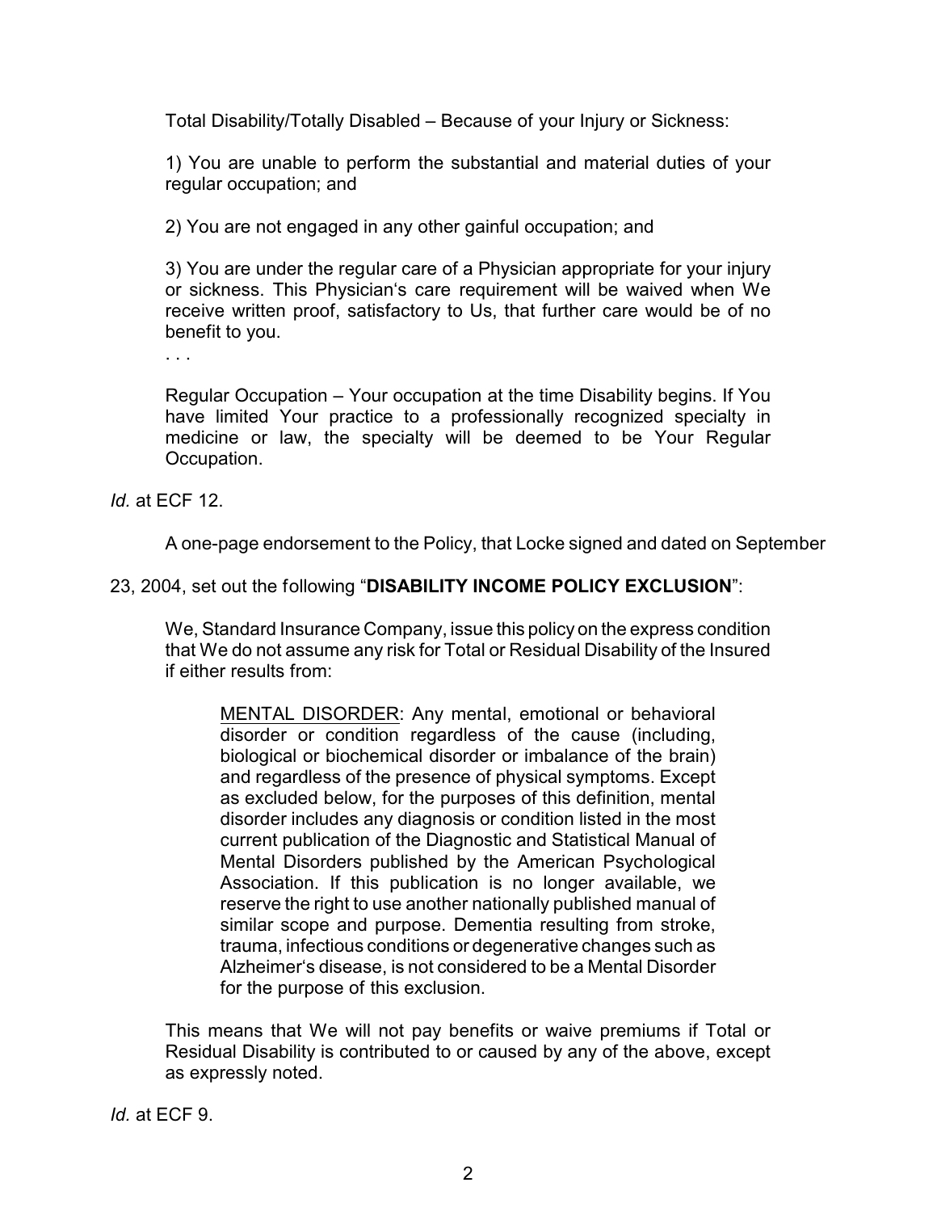> Total Disability/Totally Disabled – Because of your Injury or Sickness:
>
> 1) You are unable to perform the substantial and material duties of your regular occupation; and
>
> 2) You are not engaged in any other gainful occupation; and
>
> 3) You are under the regular care of a Physician appropriate for your injury or sickness. This Physician's care requirement will be waived when We receive written proof, satisfactory to Us, that further care would be of no benefit to you.
>
> . . .
>
> Regular Occupation – Your occupation at the time Disability begins. If You have limited Your practice to a professionally recognized specialty in medicine or law, the specialty will be deemed to be Your Regular Occupation.

*Id.* at ECF 12.

A one-page endorsement to the Policy, that Locke signed and dated on September 23, 2004, set out the following "**DISABILITY INCOME POLICY EXCLUSION**":

> We, Standard Insurance Company, issue this policy on the express condition that We do not assume any risk for Total or Residual Disability of the Insured if either results from:
>
>> MENTAL DISORDER: Any mental, emotional or behavioral disorder or condition regardless of the cause (including, biological or biochemical disorder or imbalance of the brain) and regardless of the presence of physical symptoms. Except as excluded below, for the purposes of this definition, mental disorder includes any diagnosis or condition listed in the most current publication of the Diagnostic and Statistical Manual of Mental Disorders published by the American Psychological Association. If this publication is no longer available, we reserve the right to use another nationally published manual of similar scope and purpose. Dementia resulting from stroke, trauma, infectious conditions or degenerative changes such as Alzheimer's disease, is not considered to be a Mental Disorder for the purpose of this exclusion.
>
> This means that We will not pay benefits or waive premiums if Total or Residual Disability is contributed to or caused by any of the above, except as expressly noted.

*Id.* at ECF 9.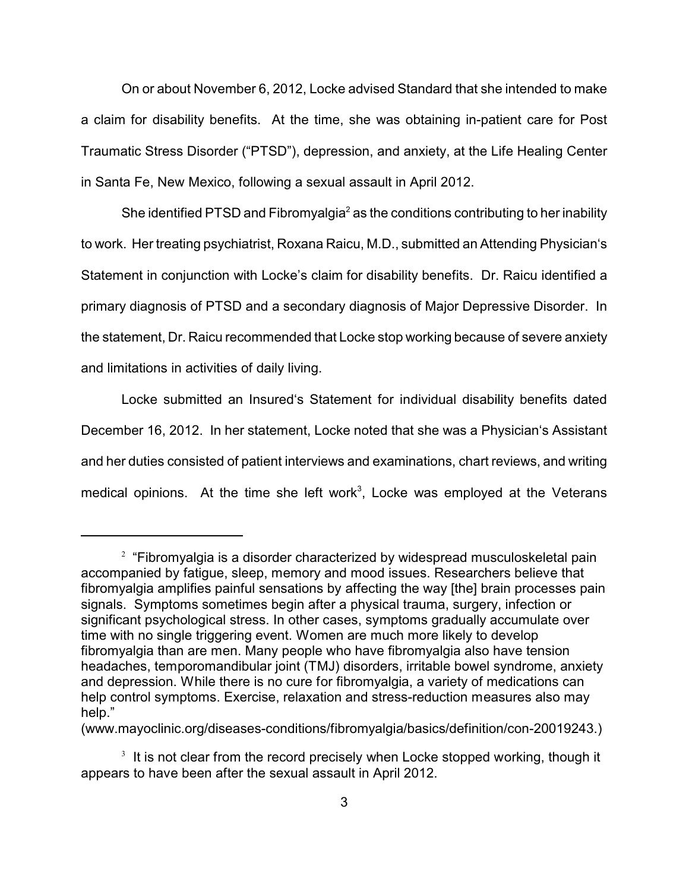On or about November 6, 2012, Locke advised Standard that she intended to make a claim for disability benefits. At the time, she was obtaining in-patient care for Post Traumatic Stress Disorder ("PTSD"), depression, and anxiety, at the Life Healing Center in Santa Fe, New Mexico, following a sexual assault in April 2012.

She identified PTSD and Fibromyalgia[2] as the conditions contributing to her inability to work. Her treating psychiatrist, Roxana Raicu, M.D., submitted an Attending Physician's Statement in conjunction with Locke's claim for disability benefits. Dr. Raicu identified a primary diagnosis of PTSD and a secondary diagnosis of Major Depressive Disorder. In the statement, Dr. Raicu recommended that Locke stop working because of severe anxiety and limitations in activities of daily living.

Locke submitted an Insured's Statement for individual disability benefits dated December 16, 2012. In her statement, Locke noted that she was a Physician's Assistant and her duties consisted of patient interviews and examinations, chart reviews, and writing medical opinions. At the time she left work[3], Locke was employed at the Veterans

---

[2] "Fibromyalgia is a disorder characterized by widespread musculoskeletal pain accompanied by fatigue, sleep, memory and mood issues. Researchers believe that fibromyalgia amplifies painful sensations by affecting the way [the] brain processes pain signals. Symptoms sometimes begin after a physical trauma, surgery, infection or significant psychological stress. In other cases, symptoms gradually accumulate over time with no single triggering event. Women are much more likely to develop fibromyalgia than are men. Many people who have fibromyalgia also have tension headaches, temporomandibular joint (TMJ) disorders, irritable bowel syndrome, anxiety and depression. While there is no cure for fibromyalgia, a variety of medications can help control symptoms. Exercise, relaxation and stress-reduction measures also may help."
(www.mayoclinic.org/diseases-conditions/fibromyalgia/basics/definition/con-20019243.)

[3] It is not clear from the record precisely when Locke stopped working, though it appears to have been after the sexual assault in April 2012.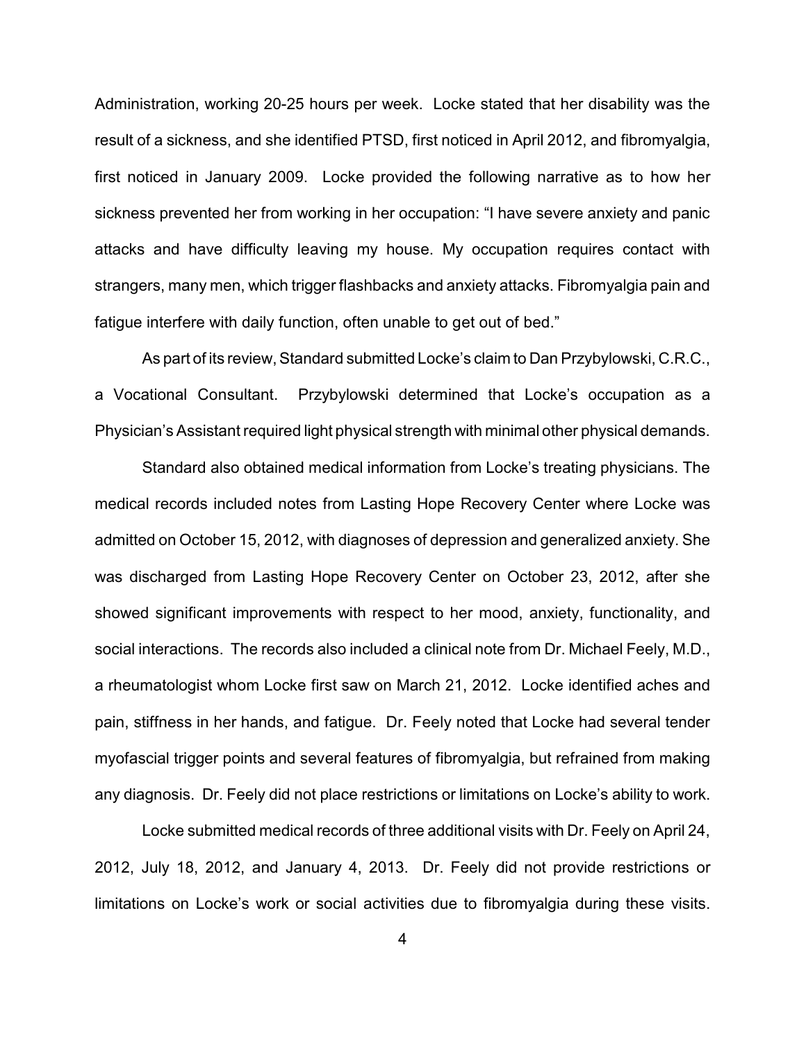Administration, working 20-25 hours per week. Locke stated that her disability was the result of a sickness, and she identified PTSD, first noticed in April 2012, and fibromyalgia, first noticed in January 2009. Locke provided the following narrative as to how her sickness prevented her from working in her occupation: "I have severe anxiety and panic attacks and have difficulty leaving my house. My occupation requires contact with strangers, many men, which trigger flashbacks and anxiety attacks. Fibromyalgia pain and fatigue interfere with daily function, often unable to get out of bed."

As part of its review, Standard submitted Locke's claim to Dan Przybylowski, C.R.C., a Vocational Consultant. Przybylowski determined that Locke's occupation as a Physician's Assistant required light physical strength with minimal other physical demands.

Standard also obtained medical information from Locke's treating physicians. The medical records included notes from Lasting Hope Recovery Center where Locke was admitted on October 15, 2012, with diagnoses of depression and generalized anxiety. She was discharged from Lasting Hope Recovery Center on October 23, 2012, after she showed significant improvements with respect to her mood, anxiety, functionality, and social interactions. The records also included a clinical note from Dr. Michael Feely, M.D., a rheumatologist whom Locke first saw on March 21, 2012. Locke identified aches and pain, stiffness in her hands, and fatigue. Dr. Feely noted that Locke had several tender myofascial trigger points and several features of fibromyalgia, but refrained from making any diagnosis. Dr. Feely did not place restrictions or limitations on Locke's ability to work.

Locke submitted medical records of three additional visits with Dr. Feely on April 24, 2012, July 18, 2012, and January 4, 2013. Dr. Feely did not provide restrictions or limitations on Locke's work or social activities due to fibromyalgia during these visits.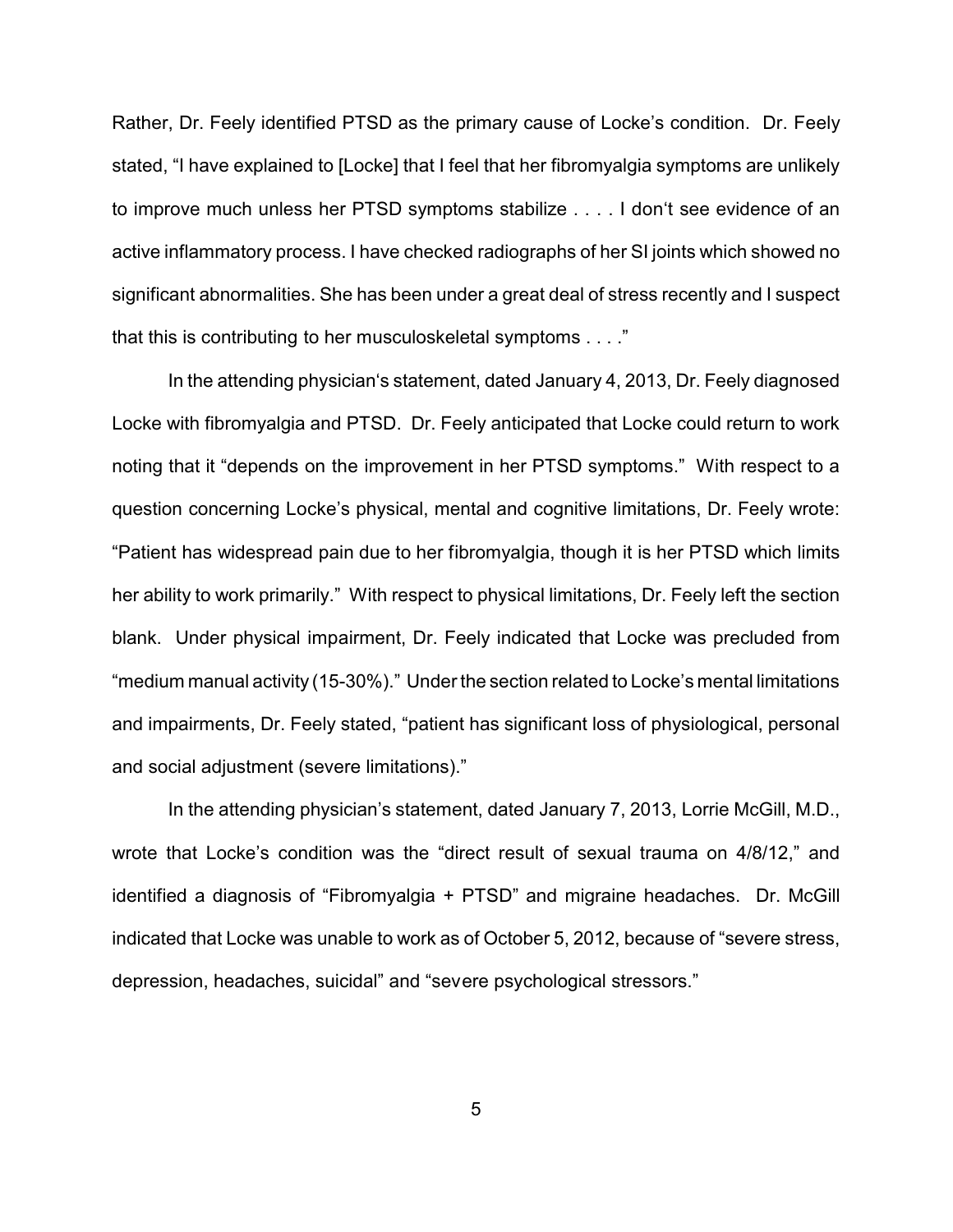Rather, Dr. Feely identified PTSD as the primary cause of Locke's condition. Dr. Feely stated, "I have explained to [Locke] that I feel that her fibromyalgia symptoms are unlikely to improve much unless her PTSD symptoms stabilize . . . . I don't see evidence of an active inflammatory process. I have checked radiographs of her SI joints which showed no significant abnormalities. She has been under a great deal of stress recently and I suspect that this is contributing to her musculoskeletal symptoms . . . ."

In the attending physician's statement, dated January 4, 2013, Dr. Feely diagnosed Locke with fibromyalgia and PTSD. Dr. Feely anticipated that Locke could return to work noting that it "depends on the improvement in her PTSD symptoms." With respect to a question concerning Locke's physical, mental and cognitive limitations, Dr. Feely wrote: "Patient has widespread pain due to her fibromyalgia, though it is her PTSD which limits her ability to work primarily." With respect to physical limitations, Dr. Feely left the section blank. Under physical impairment, Dr. Feely indicated that Locke was precluded from "medium manual activity (15-30%)." Under the section related to Locke's mental limitations and impairments, Dr. Feely stated, "patient has significant loss of physiological, personal and social adjustment (severe limitations)."

In the attending physician's statement, dated January 7, 2013, Lorrie McGill, M.D., wrote that Locke's condition was the "direct result of sexual trauma on 4/8/12," and identified a diagnosis of "Fibromyalgia + PTSD" and migraine headaches. Dr. McGill indicated that Locke was unable to work as of October 5, 2012, because of "severe stress, depression, headaches, suicidal" and "severe psychological stressors."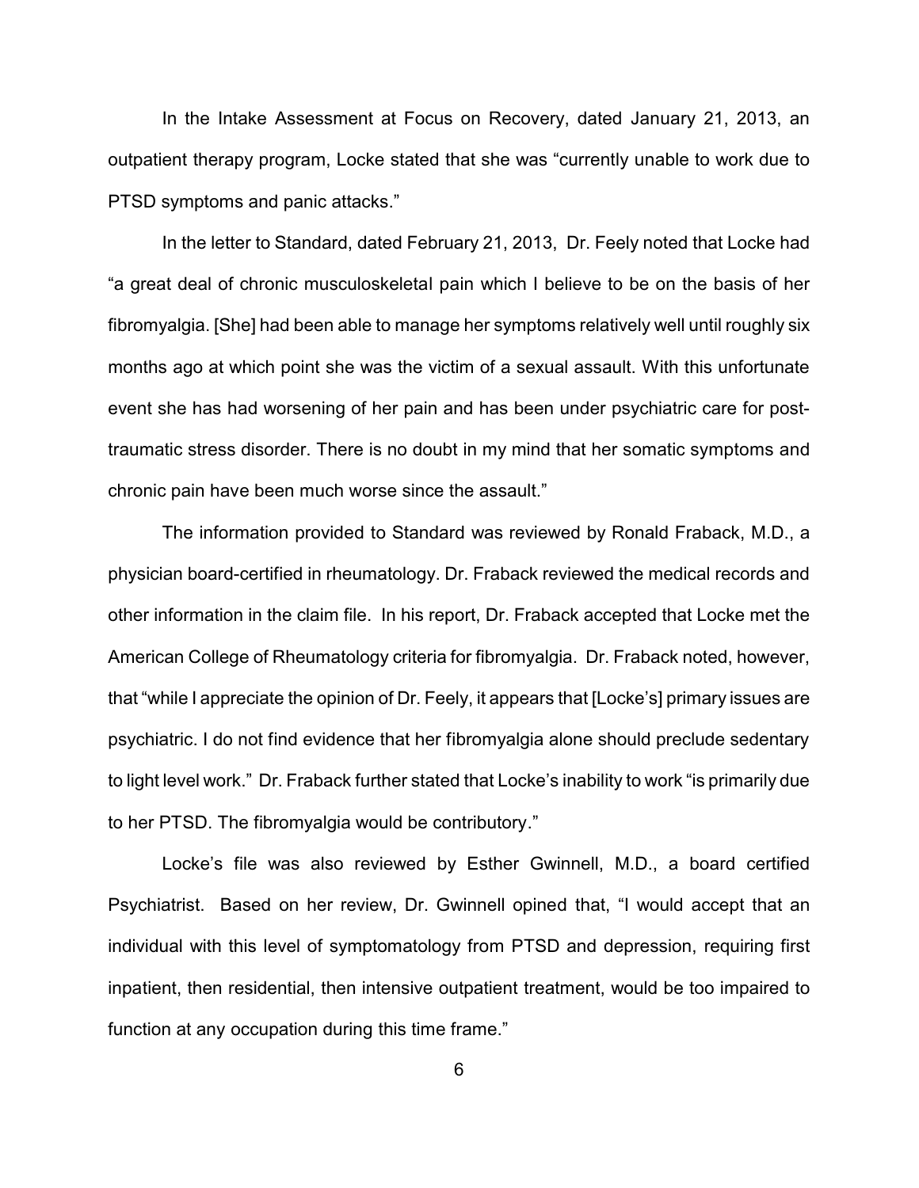In the Intake Assessment at Focus on Recovery, dated January 21, 2013, an outpatient therapy program, Locke stated that she was "currently unable to work due to PTSD symptoms and panic attacks."

In the letter to Standard, dated February 21, 2013, Dr. Feely noted that Locke had "a great deal of chronic musculoskeletal pain which I believe to be on the basis of her fibromyalgia. [She] had been able to manage her symptoms relatively well until roughly six months ago at which point she was the victim of a sexual assault. With this unfortunate event she has had worsening of her pain and has been under psychiatric care for post-traumatic stress disorder. There is no doubt in my mind that her somatic symptoms and chronic pain have been much worse since the assault."

The information provided to Standard was reviewed by Ronald Fraback, M.D., a physician board-certified in rheumatology. Dr. Fraback reviewed the medical records and other information in the claim file. In his report, Dr. Fraback accepted that Locke met the American College of Rheumatology criteria for fibromyalgia. Dr. Fraback noted, however, that "while I appreciate the opinion of Dr. Feely, it appears that [Locke's] primary issues are psychiatric. I do not find evidence that her fibromyalgia alone should preclude sedentary to light level work." Dr. Fraback further stated that Locke's inability to work "is primarily due to her PTSD. The fibromyalgia would be contributory."

Locke's file was also reviewed by Esther Gwinnell, M.D., a board certified Psychiatrist. Based on her review, Dr. Gwinnell opined that, "I would accept that an individual with this level of symptomatology from PTSD and depression, requiring first inpatient, then residential, then intensive outpatient treatment, would be too impaired to function at any occupation during this time frame."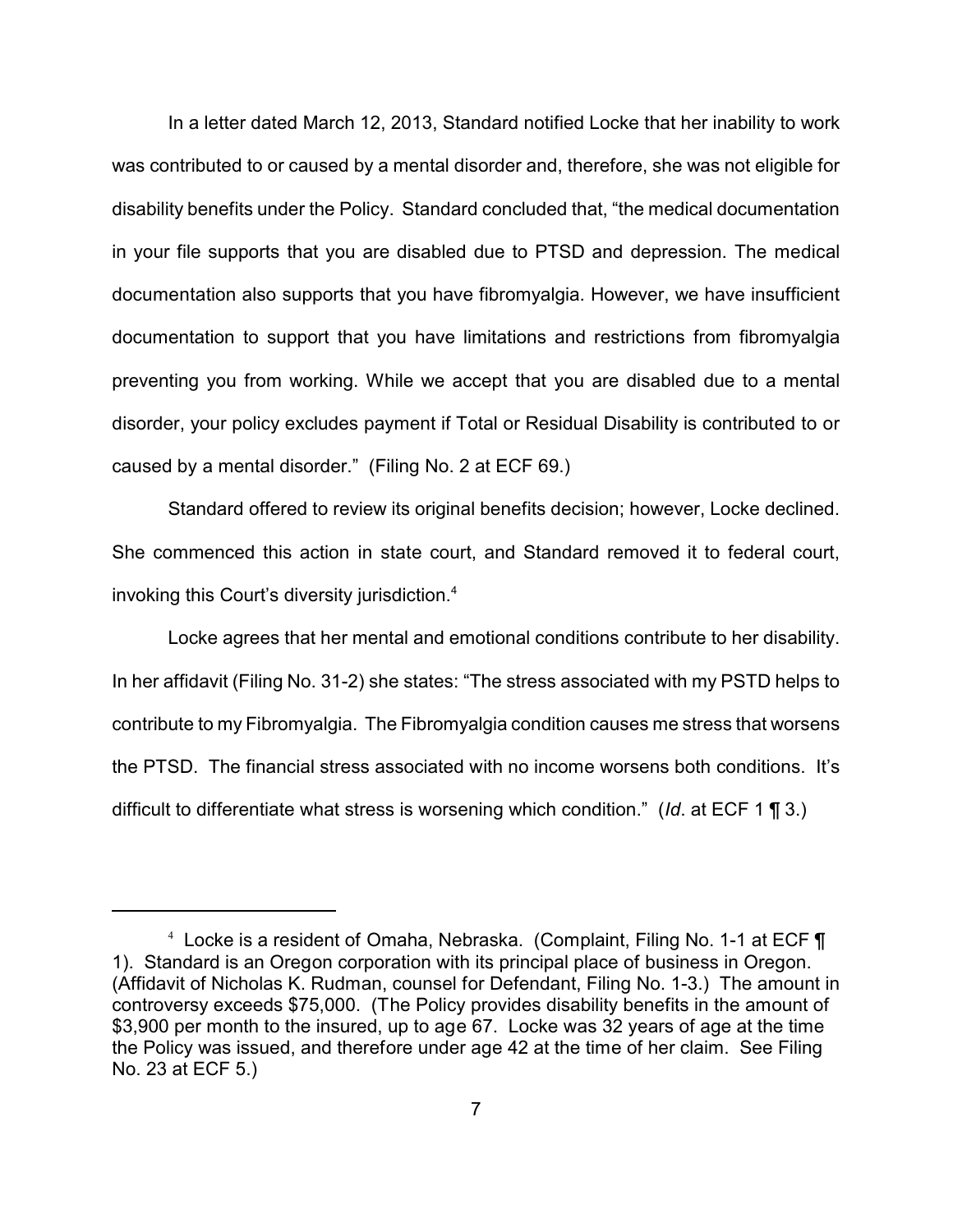In a letter dated March 12, 2013, Standard notified Locke that her inability to work was contributed to or caused by a mental disorder and, therefore, she was not eligible for disability benefits under the Policy. Standard concluded that, "the medical documentation in your file supports that you are disabled due to PTSD and depression. The medical documentation also supports that you have fibromyalgia. However, we have insufficient documentation to support that you have limitations and restrictions from fibromyalgia preventing you from working. While we accept that you are disabled due to a mental disorder, your policy excludes payment if Total or Residual Disability is contributed to or caused by a mental disorder." (Filing No. 2 at ECF 69.)

Standard offered to review its original benefits decision; however, Locke declined. She commenced this action in state court, and Standard removed it to federal court, invoking this Court's diversity jurisdiction.[4]

Locke agrees that her mental and emotional conditions contribute to her disability. In her affidavit (Filing No. 31-2) she states: "The stress associated with my PSTD helps to contribute to my Fibromyalgia. The Fibromyalgia condition causes me stress that worsens the PTSD. The financial stress associated with no income worsens both conditions. It's difficult to differentiate what stress is worsening which condition." (*Id*. at ECF 1 ¶ 3.)

---

[4] Locke is a resident of Omaha, Nebraska. (Complaint, Filing No. 1-1 at ECF ¶ 1). Standard is an Oregon corporation with its principal place of business in Oregon. (Affidavit of Nicholas K. Rudman, counsel for Defendant, Filing No. 1-3.) The amount in controversy exceeds $75,000. (The Policy provides disability benefits in the amount of $3,900 per month to the insured, up to age 67. Locke was 32 years of age at the time the Policy was issued, and therefore under age 42 at the time of her claim. See Filing No. 23 at ECF 5.)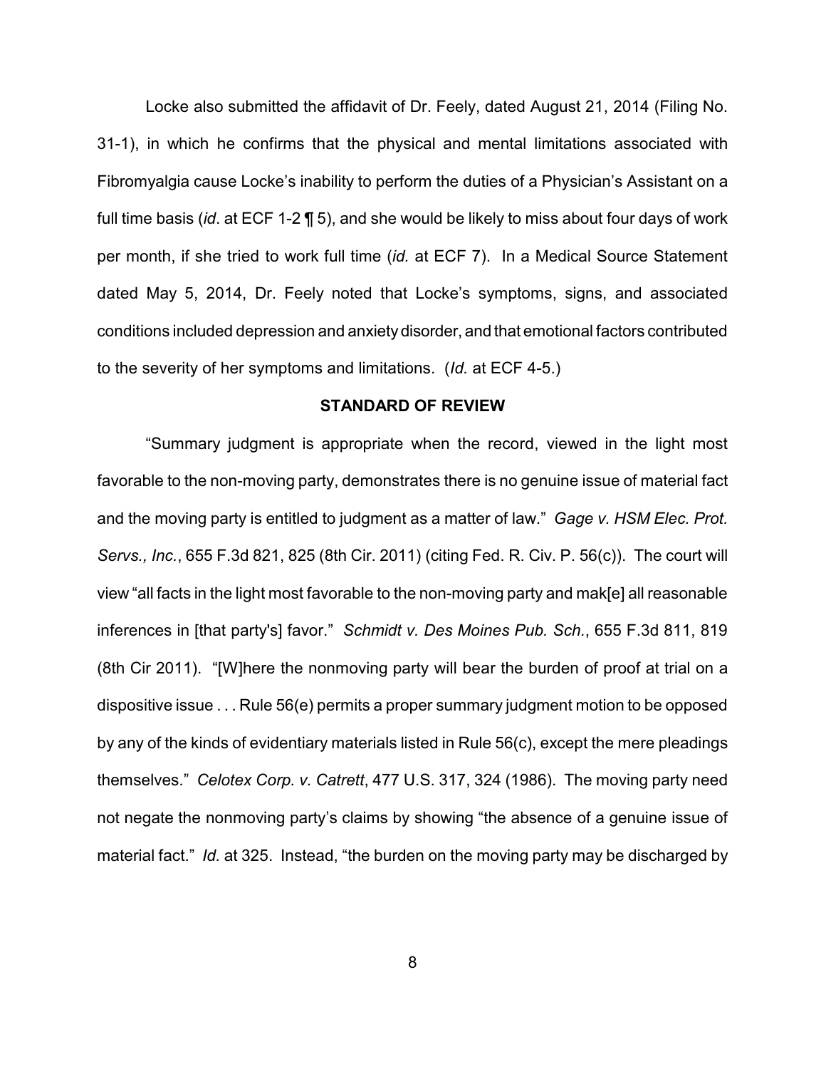Locke also submitted the affidavit of Dr. Feely, dated August 21, 2014 (Filing No. 31-1), in which he confirms that the physical and mental limitations associated with Fibromyalgia cause Locke's inability to perform the duties of a Physician's Assistant on a full time basis (*id*. at ECF 1-2 ¶ 5), and she would be likely to miss about four days of work per month, if she tried to work full time (*id.* at ECF 7). In a Medical Source Statement dated May 5, 2014, Dr. Feely noted that Locke's symptoms, signs, and associated conditions included depression and anxiety disorder, and that emotional factors contributed to the severity of her symptoms and limitations. (*Id.* at ECF 4-5.)

## STANDARD OF REVIEW

"Summary judgment is appropriate when the record, viewed in the light most favorable to the non-moving party, demonstrates there is no genuine issue of material fact and the moving party is entitled to judgment as a matter of law." *Gage v. HSM Elec. Prot. Servs., Inc.*, 655 F.3d 821, 825 (8th Cir. 2011) (citing Fed. R. Civ. P. 56(c)). The court will view "all facts in the light most favorable to the non-moving party and mak[e] all reasonable inferences in [that party's] favor." *Schmidt v. Des Moines Pub. Sch.*, 655 F.3d 811, 819 (8th Cir 2011). "[W]here the nonmoving party will bear the burden of proof at trial on a dispositive issue . . . Rule 56(e) permits a proper summary judgment motion to be opposed by any of the kinds of evidentiary materials listed in Rule 56(c), except the mere pleadings themselves." *Celotex Corp. v. Catrett*, 477 U.S. 317, 324 (1986). The moving party need not negate the nonmoving party's claims by showing "the absence of a genuine issue of material fact." *Id.* at 325. Instead, "the burden on the moving party may be discharged by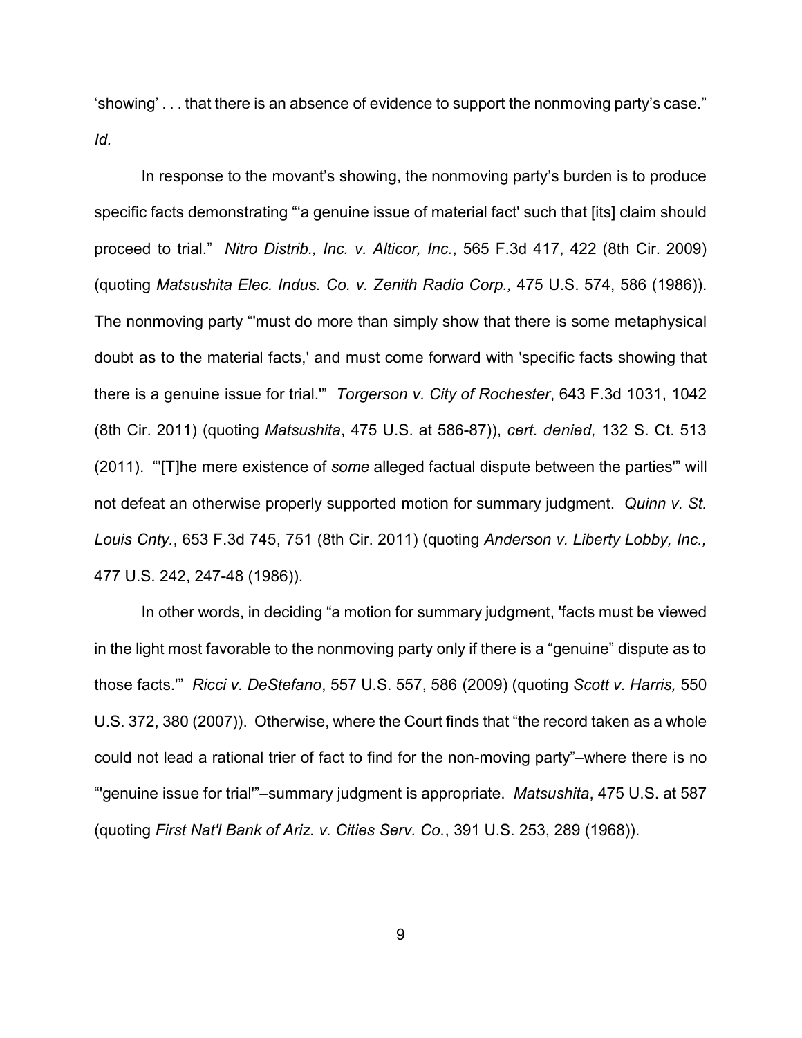'showing' . . . that there is an absence of evidence to support the nonmoving party's case." *Id.*

In response to the movant's showing, the nonmoving party's burden is to produce specific facts demonstrating "'a genuine issue of material fact' such that [its] claim should proceed to trial." *Nitro Distrib., Inc. v. Alticor, Inc.*, 565 F.3d 417, 422 (8th Cir. 2009) (quoting *Matsushita Elec. Indus. Co. v. Zenith Radio Corp.,* 475 U.S. 574, 586 (1986)). The nonmoving party "'must do more than simply show that there is some metaphysical doubt as to the material facts,' and must come forward with 'specific facts showing that there is a genuine issue for trial.'" *Torgerson v. City of Rochester*, 643 F.3d 1031, 1042 (8th Cir. 2011) (quoting *Matsushita*, 475 U.S. at 586-87)), *cert. denied,* 132 S. Ct. 513 (2011). "'[T]he mere existence of *some* alleged factual dispute between the parties'" will not defeat an otherwise properly supported motion for summary judgment. *Quinn v. St. Louis Cnty.*, 653 F.3d 745, 751 (8th Cir. 2011) (quoting *Anderson v. Liberty Lobby, Inc.,* 477 U.S. 242, 247-48 (1986)).

In other words, in deciding "a motion for summary judgment, 'facts must be viewed in the light most favorable to the nonmoving party only if there is a "genuine" dispute as to those facts.'" *Ricci v. DeStefano*, 557 U.S. 557, 586 (2009) (quoting *Scott v. Harris,* 550 U.S. 372, 380 (2007)). Otherwise, where the Court finds that "the record taken as a whole could not lead a rational trier of fact to find for the non-moving party"–where there is no "'genuine issue for trial'"–summary judgment is appropriate. *Matsushita*, 475 U.S. at 587 (quoting *First Nat'l Bank of Ariz. v. Cities Serv. Co.*, 391 U.S. 253, 289 (1968)).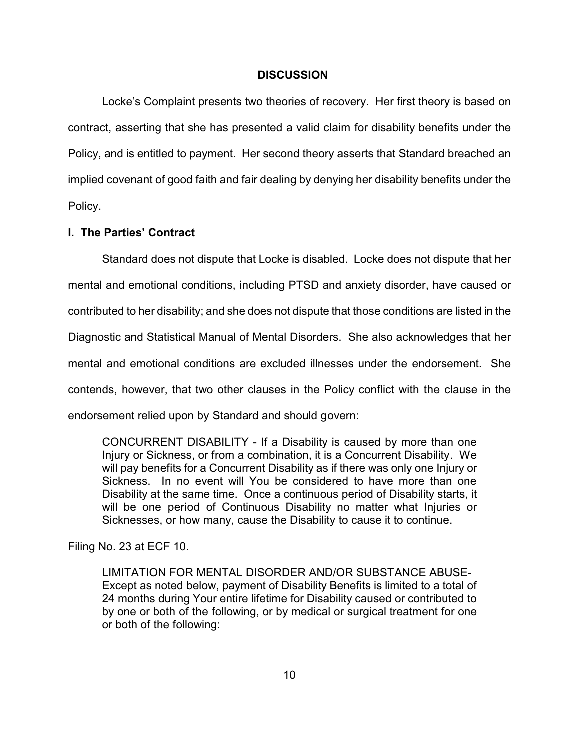## DISCUSSION

Locke's Complaint presents two theories of recovery. Her first theory is based on contract, asserting that she has presented a valid claim for disability benefits under the Policy, and is entitled to payment. Her second theory asserts that Standard breached an implied covenant of good faith and fair dealing by denying her disability benefits under the Policy.

### I. The Parties' Contract

Standard does not dispute that Locke is disabled. Locke does not dispute that her mental and emotional conditions, including PTSD and anxiety disorder, have caused or contributed to her disability; and she does not dispute that those conditions are listed in the Diagnostic and Statistical Manual of Mental Disorders. She also acknowledges that her mental and emotional conditions are excluded illnesses under the endorsement. She contends, however, that two other clauses in the Policy conflict with the clause in the endorsement relied upon by Standard and should govern:

> CONCURRENT DISABILITY - If a Disability is caused by more than one Injury or Sickness, or from a combination, it is a Concurrent Disability. We will pay benefits for a Concurrent Disability as if there was only one Injury or Sickness. In no event will You be considered to have more than one Disability at the same time. Once a continuous period of Disability starts, it will be one period of Continuous Disability no matter what Injuries or Sicknesses, or how many, cause the Disability to cause it to continue.

Filing No. 23 at ECF 10.

> LIMITATION FOR MENTAL DISORDER AND/OR SUBSTANCE ABUSE- Except as noted below, payment of Disability Benefits is limited to a total of 24 months during Your entire lifetime for Disability caused or contributed to by one or both of the following, or by medical or surgical treatment for one or both of the following: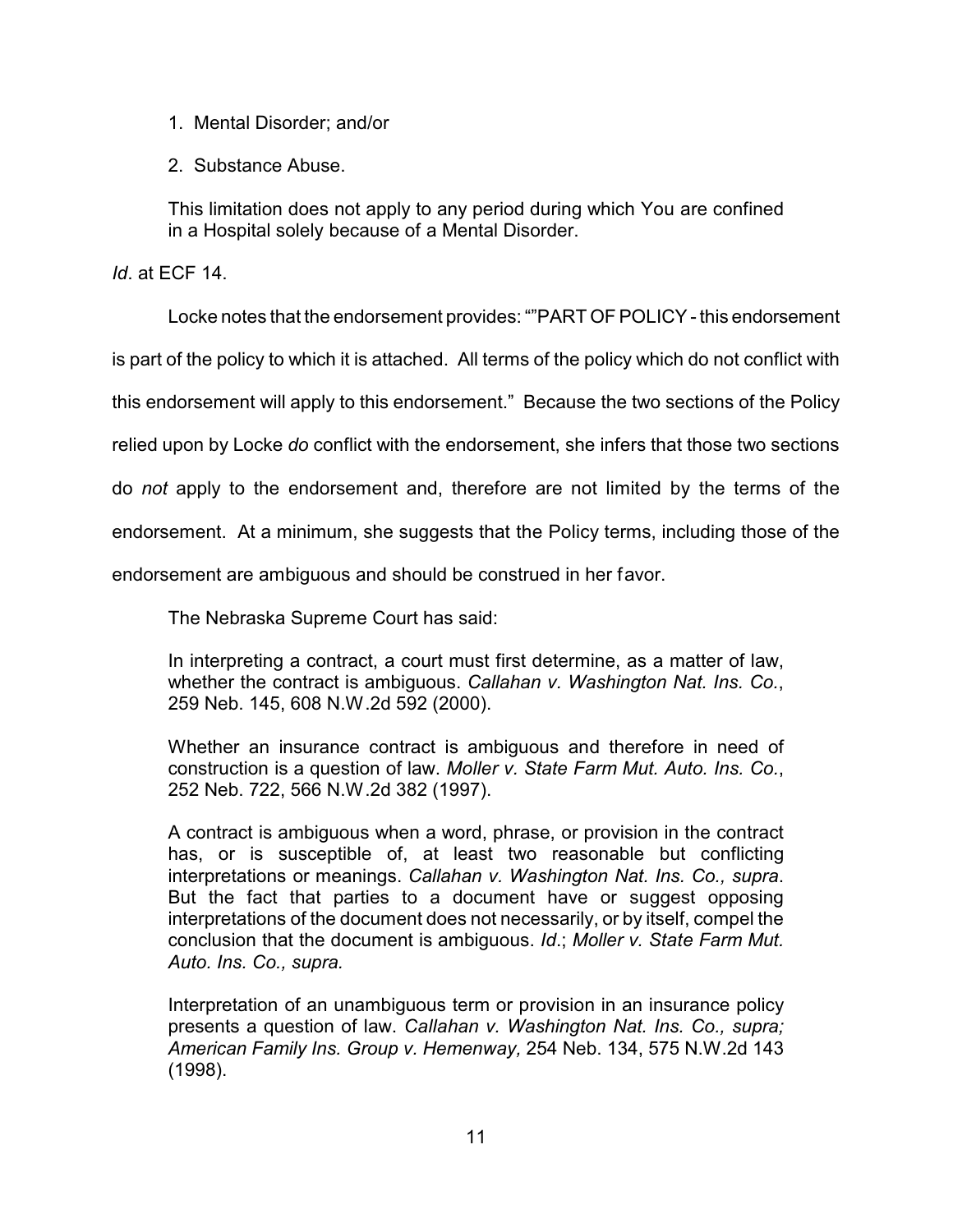1. Mental Disorder; and/or
2. Substance Abuse.

> This limitation does not apply to any period during which You are confined in a Hospital solely because of a Mental Disorder.

*Id*. at ECF 14.

Locke notes that the endorsement provides: “”PART OF POLICY - this endorsement is part of the policy to which it is attached. All terms of the policy which do not conflict with this endorsement will apply to this endorsement.” Because the two sections of the Policy relied upon by Locke *do* conflict with the endorsement, she infers that those two sections do *not* apply to the endorsement and, therefore are not limited by the terms of the endorsement. At a minimum, she suggests that the Policy terms, including those of the endorsement are ambiguous and should be construed in her favor.

The Nebraska Supreme Court has said:

> In interpreting a contract, a court must first determine, as a matter of law, whether the contract is ambiguous. *Callahan v. Washington Nat. Ins. Co.*, 259 Neb. 145, 608 N.W.2d 592 (2000).
>
> Whether an insurance contract is ambiguous and therefore in need of construction is a question of law. *Moller v. State Farm Mut. Auto. Ins. Co.*, 252 Neb. 722, 566 N.W.2d 382 (1997).
>
> A contract is ambiguous when a word, phrase, or provision in the contract has, or is susceptible of, at least two reasonable but conflicting interpretations or meanings. *Callahan v. Washington Nat. Ins. Co., supra*. But the fact that parties to a document have or suggest opposing interpretations of the document does not necessarily, or by itself, compel the conclusion that the document is ambiguous. *Id*.; *Moller v. State Farm Mut. Auto. Ins. Co., supra.*
>
> Interpretation of an unambiguous term or provision in an insurance policy presents a question of law. *Callahan v. Washington Nat. Ins. Co., supra; American Family Ins. Group v. Hemenway,* 254 Neb. 134, 575 N.W.2d 143 (1998).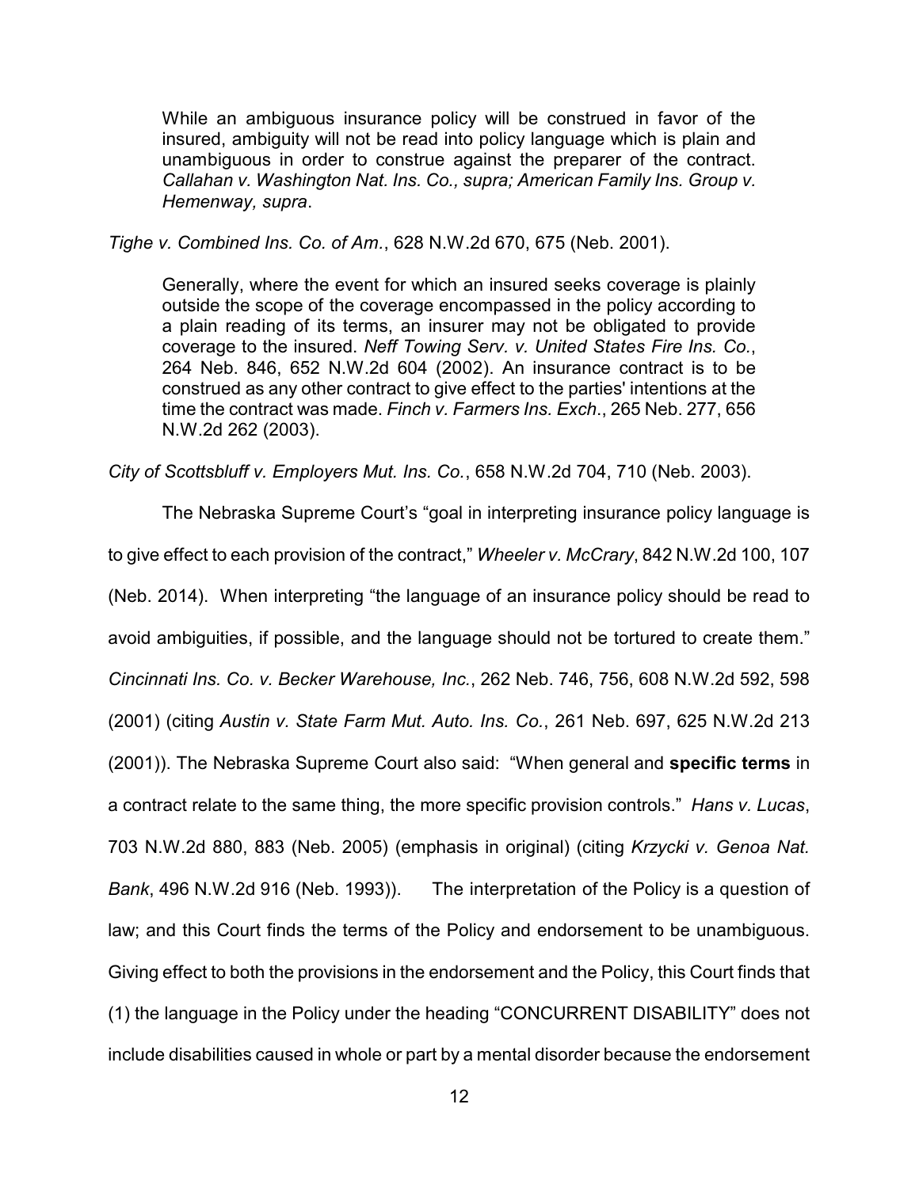> While an ambiguous insurance policy will be construed in favor of the insured, ambiguity will not be read into policy language which is plain and unambiguous in order to construe against the preparer of the contract. *Callahan v. Washington Nat. Ins. Co., supra; American Family Ins. Group v. Hemenway, supra*.

*Tighe v. Combined Ins. Co. of Am.*, 628 N.W.2d 670, 675 (Neb. 2001).

> Generally, where the event for which an insured seeks coverage is plainly outside the scope of the coverage encompassed in the policy according to a plain reading of its terms, an insurer may not be obligated to provide coverage to the insured. *Neff Towing Serv. v. United States Fire Ins. Co.*, 264 Neb. 846, 652 N.W.2d 604 (2002). An insurance contract is to be construed as any other contract to give effect to the parties' intentions at the time the contract was made. *Finch v. Farmers Ins. Exch*., 265 Neb. 277, 656 N.W.2d 262 (2003).

*City of Scottsbluff v. Employers Mut. Ins. Co.*, 658 N.W.2d 704, 710 (Neb. 2003).

The Nebraska Supreme Court's "goal in interpreting insurance policy language is to give effect to each provision of the contract," *Wheeler v. McCrary*, 842 N.W.2d 100, 107 (Neb. 2014). When interpreting "the language of an insurance policy should be read to avoid ambiguities, if possible, and the language should not be tortured to create them." *Cincinnati Ins. Co. v. Becker Warehouse, Inc.*, 262 Neb. 746, 756, 608 N.W.2d 592, 598 (2001) (citing *Austin v. State Farm Mut. Auto. Ins. Co.*, 261 Neb. 697, 625 N.W.2d 213 (2001)). The Nebraska Supreme Court also said: "When general and **specific terms** in a contract relate to the same thing, the more specific provision controls." *Hans v. Lucas*, 703 N.W.2d 880, 883 (Neb. 2005) (emphasis in original) (citing *Krzycki v. Genoa Nat. Bank*, 496 N.W.2d 916 (Neb. 1993)). The interpretation of the Policy is a question of law; and this Court finds the terms of the Policy and endorsement to be unambiguous. Giving effect to both the provisions in the endorsement and the Policy, this Court finds that (1) the language in the Policy under the heading "CONCURRENT DISABILITY" does not include disabilities caused in whole or part by a mental disorder because the endorsement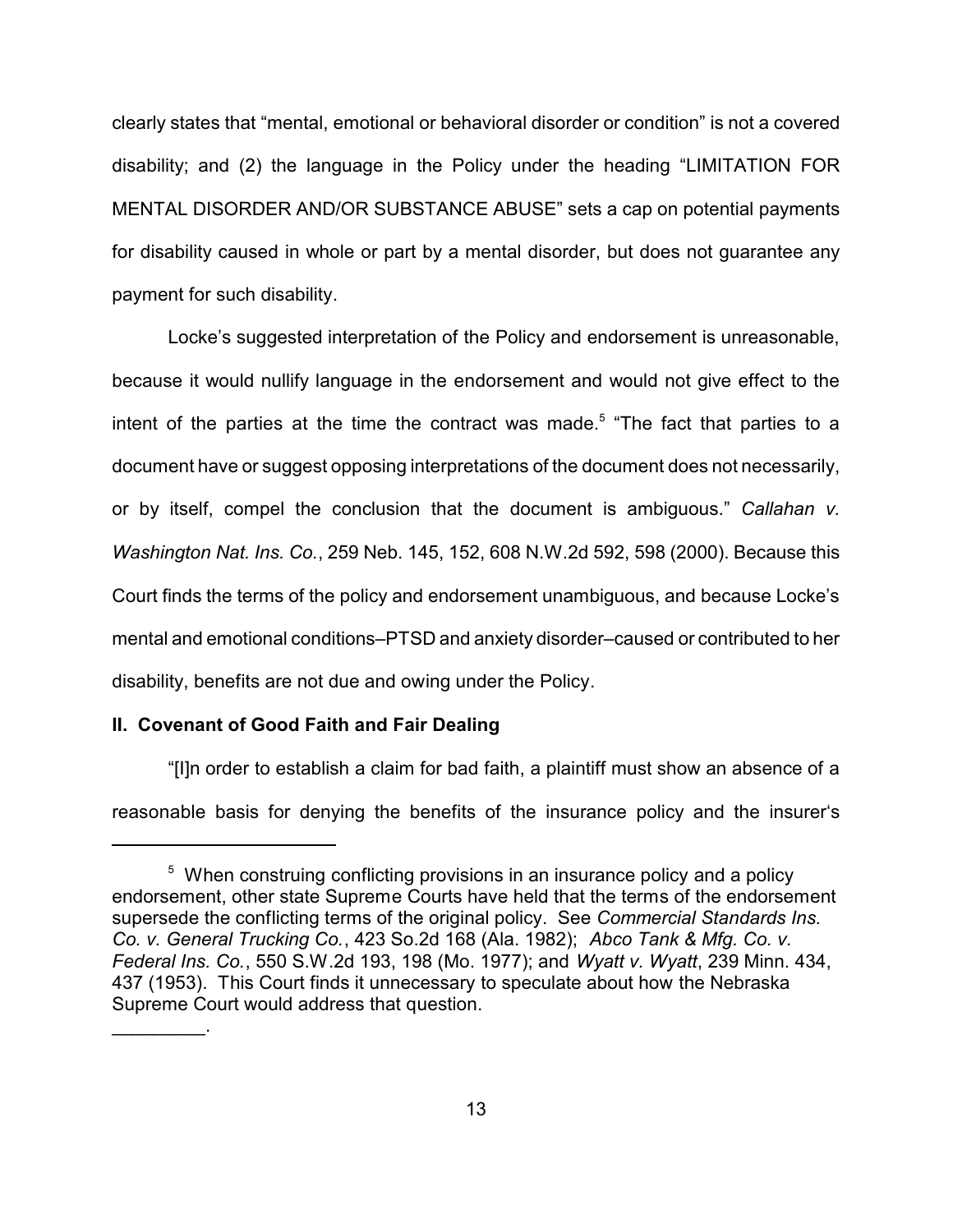clearly states that "mental, emotional or behavioral disorder or condition" is not a covered disability; and (2) the language in the Policy under the heading "LIMITATION FOR MENTAL DISORDER AND/OR SUBSTANCE ABUSE" sets a cap on potential payments for disability caused in whole or part by a mental disorder, but does not guarantee any payment for such disability.

Locke's suggested interpretation of the Policy and endorsement is unreasonable, because it would nullify language in the endorsement and would not give effect to the intent of the parties at the time the contract was made.[5] "The fact that parties to a document have or suggest opposing interpretations of the document does not necessarily, or by itself, compel the conclusion that the document is ambiguous." *Callahan v. Washington Nat. Ins. Co.*, 259 Neb. 145, 152, 608 N.W.2d 592, 598 (2000). Because this Court finds the terms of the policy and endorsement unambiguous, and because Locke's mental and emotional conditions–PTSD and anxiety disorder–caused or contributed to her disability, benefits are not due and owing under the Policy.

**II. Covenant of Good Faith and Fair Dealing**

"[I]n order to establish a claim for bad faith, a plaintiff must show an absence of a reasonable basis for denying the benefits of the insurance policy and the insurer's

---

[5] When construing conflicting provisions in an insurance policy and a policy endorsement, other state Supreme Courts have held that the terms of the endorsement supersede the conflicting terms of the original policy. See *Commercial Standards Ins. Co. v. General Trucking Co.*, 423 So.2d 168 (Ala. 1982); *Abco Tank & Mfg. Co. v. Federal Ins. Co.*, 550 S.W.2d 193, 198 (Mo. 1977); and *Wyatt v. Wyatt*, 239 Minn. 434, 437 (1953). This Court finds it unnecessary to speculate about how the Nebraska Supreme Court would address that question.

_________.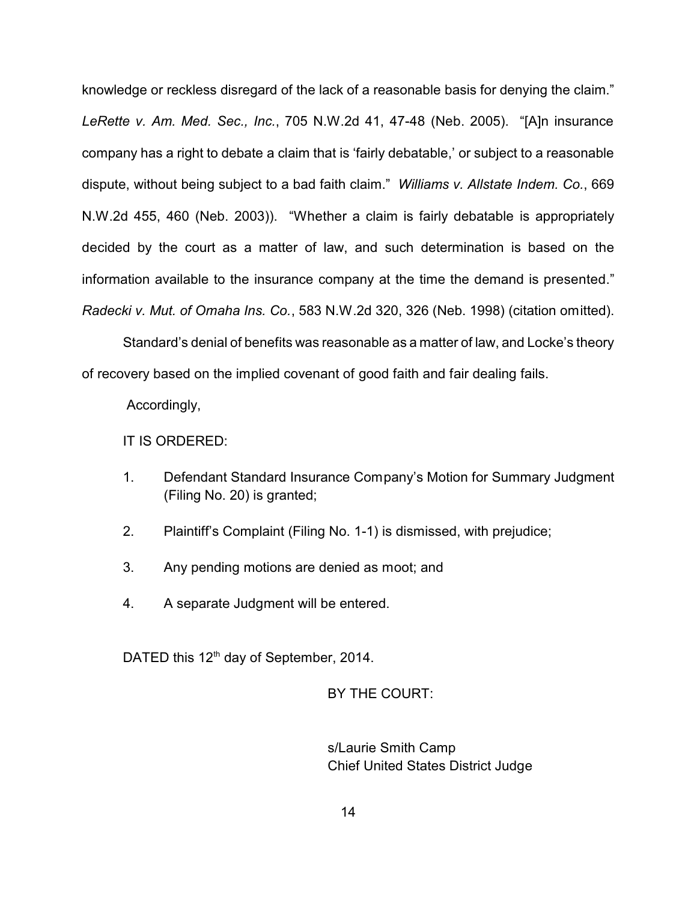knowledge or reckless disregard of the lack of a reasonable basis for denying the claim." *LeRette v. Am. Med. Sec., Inc.*, 705 N.W.2d 41, 47-48 (Neb. 2005). "[A]n insurance company has a right to debate a claim that is 'fairly debatable,' or subject to a reasonable dispute, without being subject to a bad faith claim." *Williams v. Allstate Indem. Co.*, 669 N.W.2d 455, 460 (Neb. 2003)). "Whether a claim is fairly debatable is appropriately decided by the court as a matter of law, and such determination is based on the information available to the insurance company at the time the demand is presented." *Radecki v. Mut. of Omaha Ins. Co.*, 583 N.W.2d 320, 326 (Neb. 1998) (citation omitted).

Standard's denial of benefits was reasonable as a matter of law, and Locke's theory of recovery based on the implied covenant of good faith and fair dealing fails.

Accordingly,

IT IS ORDERED:

1. Defendant Standard Insurance Company's Motion for Summary Judgment (Filing No. 20) is granted;

2. Plaintiff's Complaint (Filing No. 1-1) is dismissed, with prejudice;

3. Any pending motions are denied as moot; and

4. A separate Judgment will be entered.

DATED this 12th day of September, 2014.

BY THE COURT:

s/Laurie Smith Camp
Chief United States District Judge